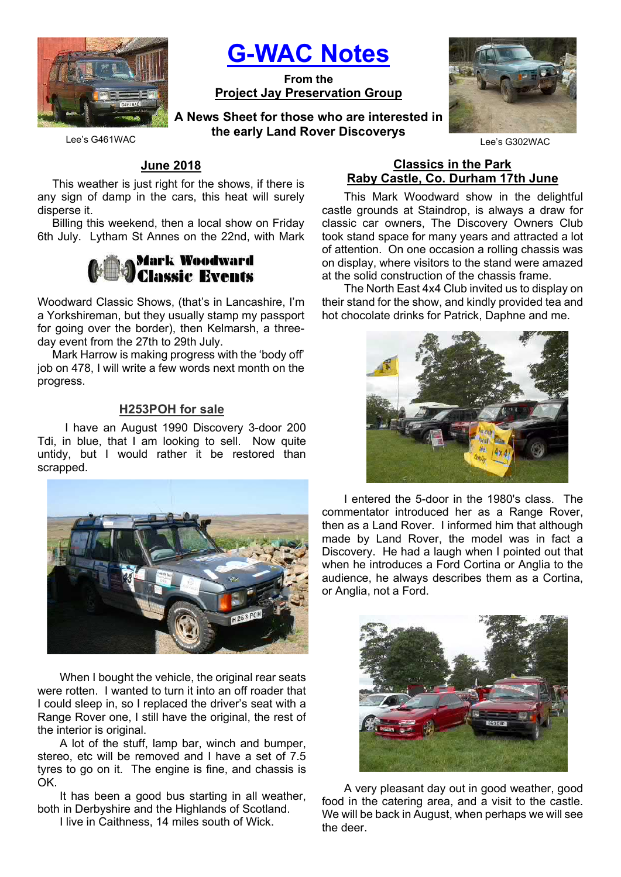# G-WAC Notes

**From the**
**Project Jay Preservation Group**

**A News Sheet for those who are interested in the early Land Rover Discoverys**

Lee's G461WAC

Lee's G302WAC

## June 2018

This weather is just right for the shows, if there is any sign of damp in the cars, this heat will surely disperse it.

Billing this weekend, then a local show on Friday 6th July. Lytham St Annes on the 22nd, with Mark

**Mark Woodward Classic Events**

Woodward Classic Shows, (that's in Lancashire, I'm a Yorkshireman, but they usually stamp my passport for going over the border), then Kelmarsh, a three-day event from the 27th to 29th July.

Mark Harrow is making progress with the 'body off' job on 478, I will write a few words next month on the progress.

## H253POH for sale

I have an August 1990 Discovery 3-door 200 Tdi, in blue, that I am looking to sell. Now quite untidy, but I would rather it be restored than scrapped.

When I bought the vehicle, the original rear seats were rotten. I wanted to turn it into an off roader that I could sleep in, so I replaced the driver's seat with a Range Rover one, I still have the original, the rest of the interior is original.

A lot of the stuff, lamp bar, winch and bumper, stereo, etc will be removed and I have a set of 7.5 tyres to go on it. The engine is fine, and chassis is OK.

It has been a good bus starting in all weather, both in Derbyshire and the Highlands of Scotland.

I live in Caithness, 14 miles south of Wick.

## Classics in the Park
## Raby Castle, Co. Durham 17th June

This Mark Woodward show in the delightful castle grounds at Staindrop, is always a draw for classic car owners, The Discovery Owners Club took stand space for many years and attracted a lot of attention. On one occasion a rolling chassis was on display, where visitors to the stand were amazed at the solid construction of the chassis frame.

The North East 4x4 Club invited us to display on their stand for the show, and kindly provided tea and hot chocolate drinks for Patrick, Daphne and me.

I entered the 5-door in the 1980's class. The commentator introduced her as a Range Rover, then as a Land Rover. I informed him that although made by Land Rover, the model was in fact a Discovery. He had a laugh when I pointed out that when he introduces a Ford Cortina or Anglia to the audience, he always describes them as a Cortina, or Anglia, not a Ford.

A very pleasant day out in good weather, good food in the catering area, and a visit to the castle. We will be back in August, when perhaps we will see the deer.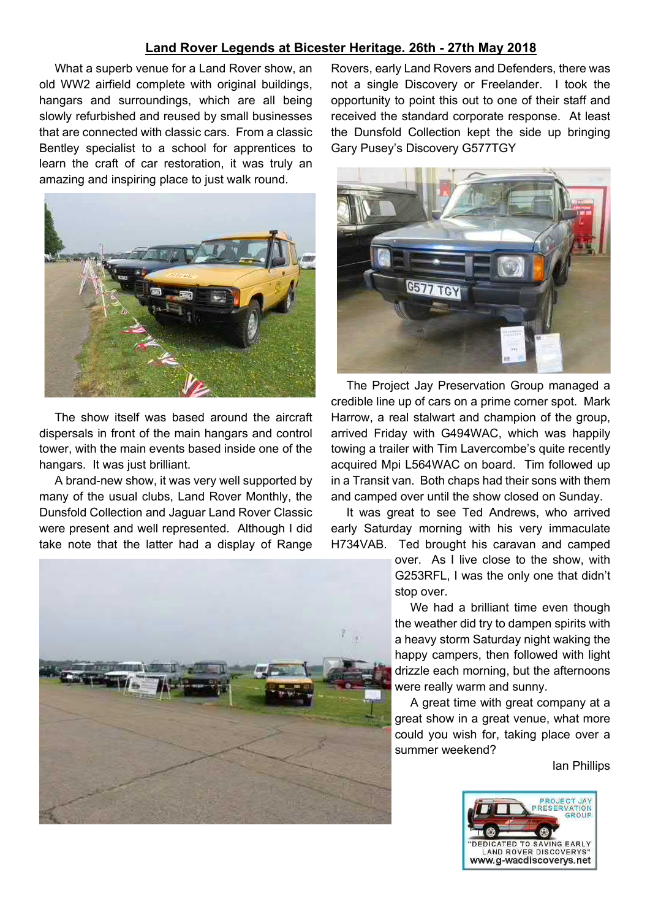## Land Rover Legends at Bicester Heritage. 26th - 27th May 2018

What a superb venue for a Land Rover show, an old WW2 airfield complete with original buildings, hangars and surroundings, which are all being slowly refurbished and reused by small businesses that are connected with classic cars. From a classic Bentley specialist to a school for apprentices to learn the craft of car restoration, it was truly an amazing and inspiring place to just walk round.

The show itself was based around the aircraft dispersals in front of the main hangars and control tower, with the main events based inside one of the hangars. It was just brilliant.

A brand-new show, it was very well supported by many of the usual clubs, Land Rover Monthly, the Dunsfold Collection and Jaguar Land Rover Classic were present and well represented. Although I did take note that the latter had a display of Range Rovers, early Land Rovers and Defenders, there was not a single Discovery or Freelander. I took the opportunity to point this out to one of their staff and received the standard corporate response. At least the Dunsfold Collection kept the side up bringing Gary Pusey's Discovery G577TGY

The Project Jay Preservation Group managed a credible line up of cars on a prime corner spot. Mark Harrow, a real stalwart and champion of the group, arrived Friday with G494WAC, which was happily towing a trailer with Tim Lavercombe's quite recently acquired Mpi L564WAC on board. Tim followed up in a Transit van. Both chaps had their sons with them and camped over until the show closed on Sunday.

It was great to see Ted Andrews, who arrived early Saturday morning with his very immaculate H734VAB. Ted brought his caravan and camped over. As I live close to the show, with G253RFL, I was the only one that didn't stop over.

We had a brilliant time even though the weather did try to dampen spirits with a heavy storm Saturday night waking the happy campers, then followed with light drizzle each morning, but the afternoons were really warm and sunny.

A great time with great company at a great show in a great venue, what more could you wish for, taking place over a summer weekend?

Ian Phillips

PROJECT JAY PRESERVATION GROUP
"DEDICATED TO SAVING EARLY LAND ROVER DISCOVERYS"
www.g-wacdiscoverys.net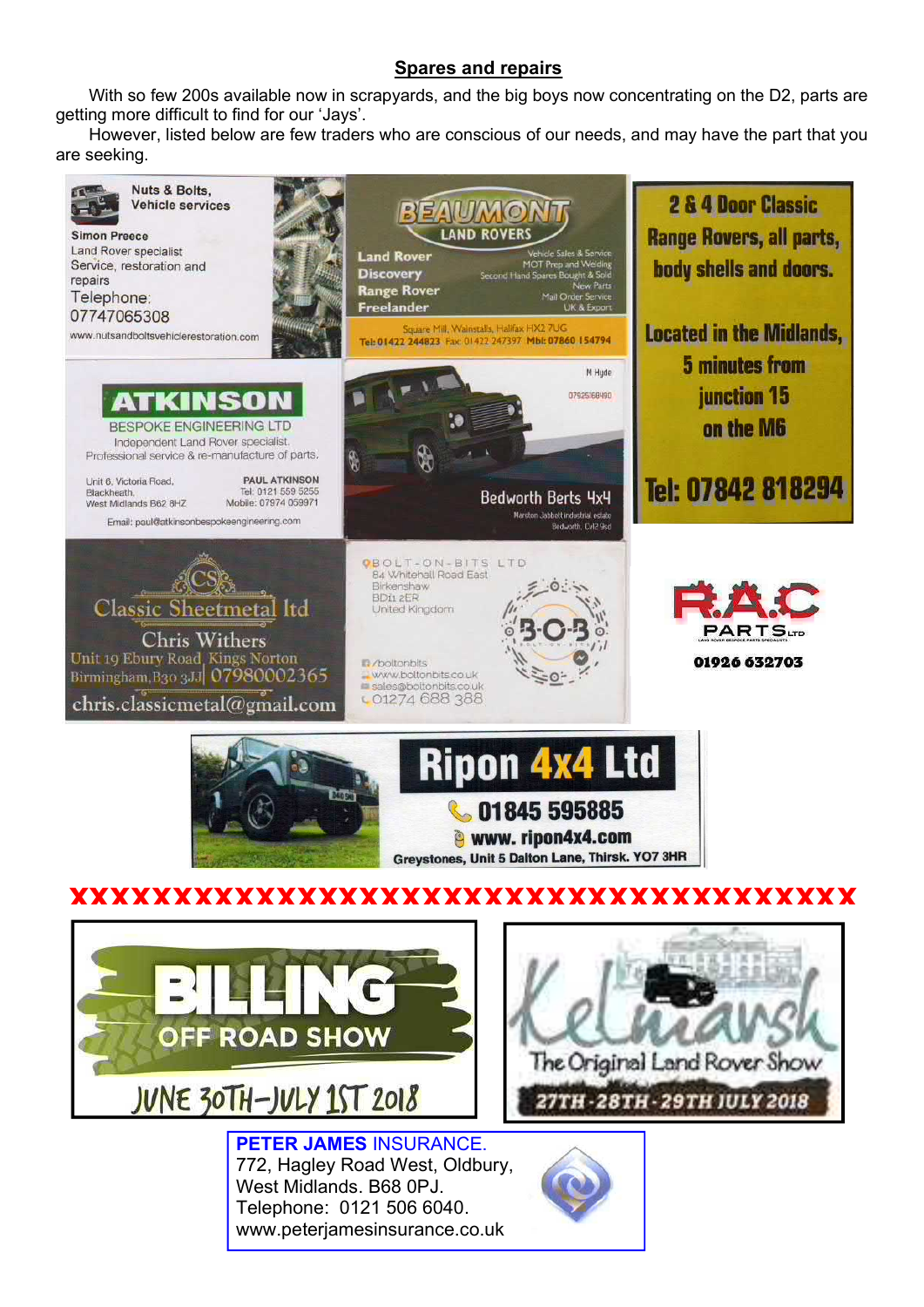## Spares and repairs

With so few 200s available now in scrapyards, and the big boys now concentrating on the D2, parts are getting more difficult to find for our 'Jays'.

However, listed below are few traders who are conscious of our needs, and may have the part that you are seeking.

**Nuts & Bolts, Vehicle services**
Simon Preece
Land Rover specialist
Service, restoration and repairs
Telephone: 07747065308
www.nutsandboltsvehiclerestoration.com

**BEAUMONT LAND ROVERS**
Land Rover
Discovery
Range Rover
Freelander
Vehicle Sales & Service
MOT Prep and Welding
Second Hand Spares Bought & Sold
New Parts
Mail Order Service
UK & Export
Square Mill, Wainstalls, Halifax HX2 7UG
Tel: 01422 244823 Fax: 01422 247397 Mbl: 07860 154794

**2 & 4 Door Classic Range Rovers, all parts, body shells and doors.**
Located in the Midlands, 5 minutes from junction 15 on the M6
Tel: 07842 818294

**ATKINSON BESPOKE ENGINEERING LTD**
Independent Land Rover specialist.
Professional service & re-manufacture of parts.
Unit 6, Victoria Road,
Blackheath,
West Midlands B62 8HZ
PAUL ATKINSON
Tel: 0121 559 5255
Mobile: 07974 059971
Email: paul@atkinsonbespokeengineering.com

**Bedworth Berts 4x4**
M Hyde
07925168490
Marston Jabbett industrial estate
Bedworth. CV12 9sd

**Classic Sheetmetal ltd**
Chris Withers
Unit 19 Ebury Road, Kings Norton
Birmingham, B30 3JJ 07980002365
chris.classicmetal@gmail.com

**BOLT-ON-BITS LTD**
84 Whitehall Road East
Birkenshaw
BD11 2ER
United Kingdom
/boltonbits
www.boltonbits.co.uk
sales@boltonbits.co.uk
01274 688 388

**R.A.C PARTS LTD**
01926 632703

**Ripon 4x4 Ltd**
01845 595885
www.ripon4x4.com
Greystones, Unit 5 Dalton Lane, Thirsk. YO7 3HR

XXXXXXXXXXXXXXXXXXXXXXXXXXXXXXXXXXXXXXXX

**BILLING OFF ROAD SHOW**
JUNE 30TH–JULY 1ST 2018

**Kelmarsh**
The Original Land Rover Show
27TH-28TH-29TH JULY 2018

**PETER JAMES INSURANCE.**
772, Hagley Road West, Oldbury,
West Midlands. B68 0PJ.
Telephone: 0121 506 6040.
www.peterjamesinsurance.co.uk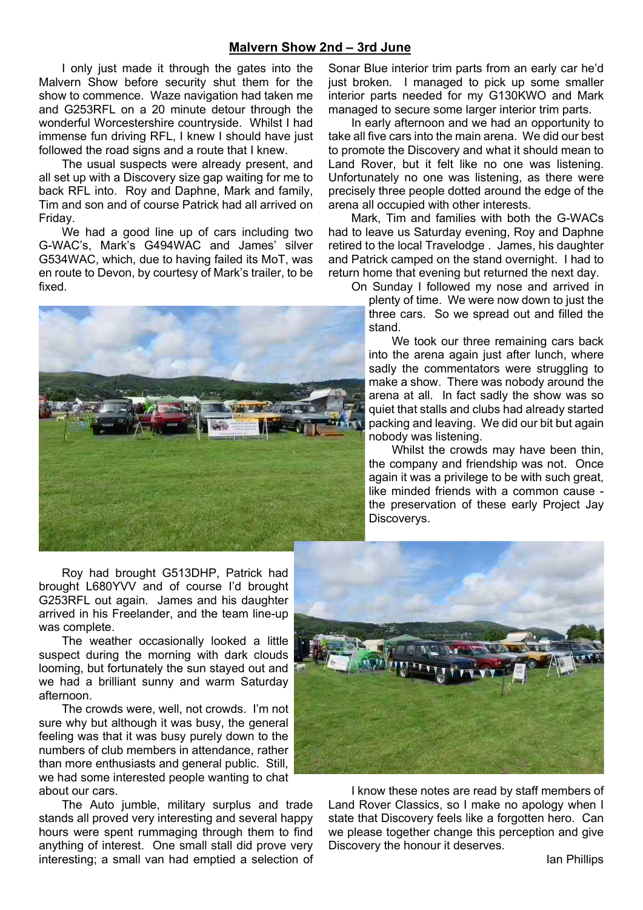## Malvern Show 2nd – 3rd June

I only just made it through the gates into the Malvern Show before security shut them for the show to commence. Waze navigation had taken me and G253RFL on a 20 minute detour through the wonderful Worcestershire countryside. Whilst I had immense fun driving RFL, I knew I should have just followed the road signs and a route that I knew.

The usual suspects were already present, and all set up with a Discovery size gap waiting for me to back RFL into. Roy and Daphne, Mark and family, Tim and son and of course Patrick had all arrived on Friday.

We had a good line up of cars including two G-WAC's, Mark's G494WAC and James' silver G534WAC, which, due to having failed its MoT, was en route to Devon, by courtesy of Mark's trailer, to be fixed.

Roy had brought G513DHP, Patrick had brought L680YVV and of course I'd brought G253RFL out again. James and his daughter arrived in his Freelander, and the team line-up was complete.

The weather occasionally looked a little suspect during the morning with dark clouds looming, but fortunately the sun stayed out and we had a brilliant sunny and warm Saturday afternoon.

The crowds were, well, not crowds. I'm not sure why but although it was busy, the general feeling was that it was busy purely down to the numbers of club members in attendance, rather than more enthusiasts and general public. Still, we had some interested people wanting to chat about our cars.

The Auto jumble, military surplus and trade stands all proved very interesting and several happy hours were spent rummaging through them to find anything of interest. One small stall did prove very interesting; a small van had emptied a selection of Sonar Blue interior trim parts from an early car he'd just broken. I managed to pick up some smaller interior parts needed for my G130KWO and Mark managed to secure some larger interior trim parts.

In early afternoon and we had an opportunity to take all five cars into the main arena. We did our best to promote the Discovery and what it should mean to Land Rover, but it felt like no one was listening. Unfortunately no one was listening, as there were precisely three people dotted around the edge of the arena all occupied with other interests.

Mark, Tim and families with both the G-WACs had to leave us Saturday evening, Roy and Daphne retired to the local Travelodge . James, his daughter and Patrick camped on the stand overnight. I had to return home that evening but returned the next day.

On Sunday I followed my nose and arrived in plenty of time. We were now down to just the three cars. So we spread out and filled the stand.

We took our three remaining cars back into the arena again just after lunch, where sadly the commentators were struggling to make a show. There was nobody around the arena at all. In fact sadly the show was so quiet that stalls and clubs had already started packing and leaving. We did our bit but again nobody was listening.

Whilst the crowds may have been thin, the company and friendship was not. Once again it was a privilege to be with such great, like minded friends with a common cause - the preservation of these early Project Jay Discoverys.

I know these notes are read by staff members of Land Rover Classics, so I make no apology when I state that Discovery feels like a forgotten hero. Can we please together change this perception and give Discovery the honour it deserves.

Ian Phillips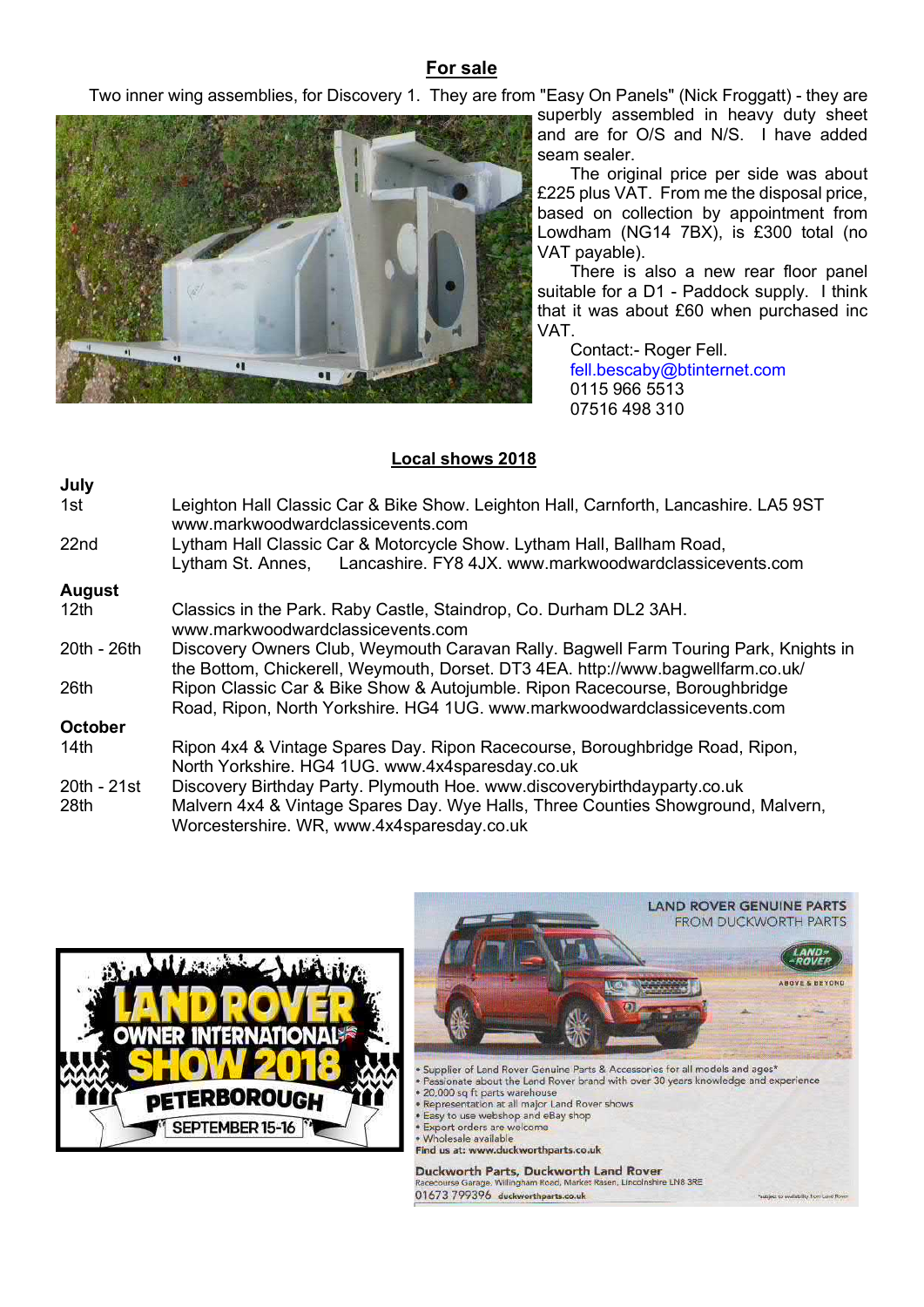## For sale

Two inner wing assemblies, for Discovery 1. They are from "Easy On Panels" (Nick Froggatt) - they are superbly assembled in heavy duty sheet and are for O/S and N/S. I have added seam sealer.

The original price per side was about £225 plus VAT. From me the disposal price, based on collection by appointment from Lowdham (NG14 7BX), is £300 total (no VAT payable).

There is also a new rear floor panel suitable for a D1 - Paddock supply. I think that it was about £60 when purchased inc VAT.

Contact:- Roger Fell.
fell.bescaby@btinternet.com
0115 966 5513
07516 498 310

## Local shows 2018

**July**

| | |
|---|---|
| 1st | Leighton Hall Classic Car & Bike Show. Leighton Hall, Carnforth, Lancashire. LA5 9ST www.markwoodwardclassicevents.com |
| 22nd | Lytham Hall Classic Car & Motorcycle Show. Lytham Hall, Ballham Road, Lytham St. Annes, Lancashire. FY8 4JX. www.markwoodwardclassicevents.com |

**August**

| | |
|---|---|
| 12th | Classics in the Park. Raby Castle, Staindrop, Co. Durham DL2 3AH. www.markwoodwardclassicevents.com |
| 20th - 26th | Discovery Owners Club, Weymouth Caravan Rally. Bagwell Farm Touring Park, Knights in the Bottom, Chickerell, Weymouth, Dorset. DT3 4EA. http://www.bagwellfarm.co.uk/ |
| 26th | Ripon Classic Car & Bike Show & Autojumble. Ripon Racecourse, Boroughbridge Road, Ripon, North Yorkshire. HG4 1UG. www.markwoodwardclassicevents.com |

**October**

| | |
|---|---|
| 14th | Ripon 4x4 & Vintage Spares Day. Ripon Racecourse, Boroughbridge Road, Ripon, North Yorkshire. HG4 1UG. www.4x4sparesday.co.uk |
| 20th - 21st | Discovery Birthday Party. Plymouth Hoe. www.discoverybirthdayparty.co.uk |
| 28th | Malvern 4x4 & Vintage Spares Day. Wye Halls, Three Counties Showground, Malvern, Worcestershire. WR, www.4x4sparesday.co.uk |

LAND ROVER OWNER INTERNATIONAL SHOW 2018
PETERBOROUGH
SEPTEMBER 15-16

LAND ROVER GENUINE PARTS FROM DUCKWORTH PARTS

- Supplier of Land Rover Genuine Parts & Accessories for all models and ages*
- Passionate about the Land Rover brand with over 30 years knowledge and experience
- 20,000 sq ft parts warehouse
- Representation at all major Land Rover shows
- Easy to use webshop and eBay shop
- Export orders are welcome
- Wholesale available

Find us at: www.duckworthparts.co.uk

Duckworth Parts, Duckworth Land Rover
Racecourse Garage, Willingham Road, Market Rasen, Lincolnshire LN8 3RE
01673 799396 duckworthparts.co.uk

*subject to availability from Land Rover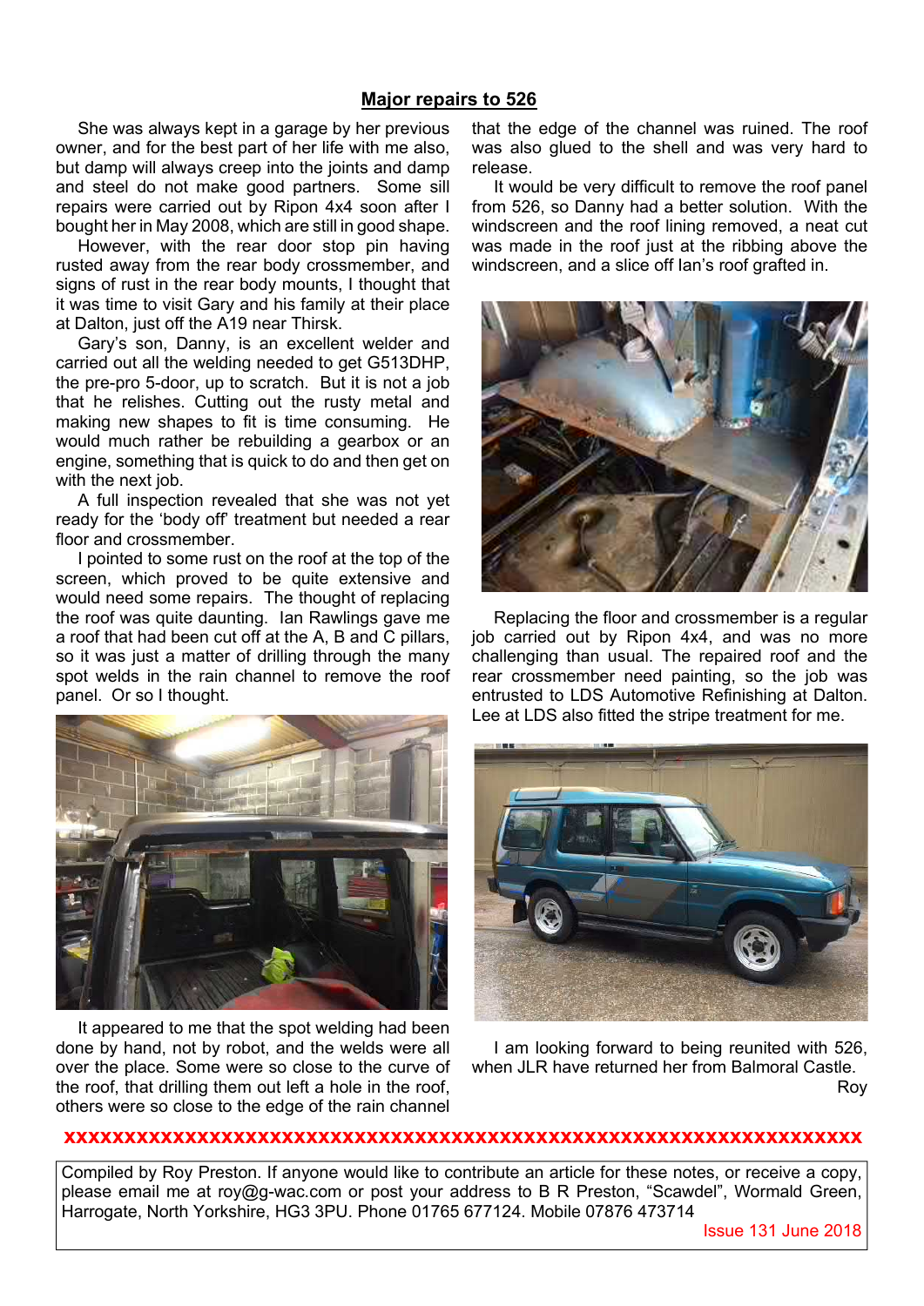## Major repairs to 526

She was always kept in a garage by her previous owner, and for the best part of her life with me also, but damp will always creep into the joints and damp and steel do not make good partners. Some sill repairs were carried out by Ripon 4x4 soon after I bought her in May 2008, which are still in good shape.

However, with the rear door stop pin having rusted away from the rear body crossmember, and signs of rust in the rear body mounts, I thought that it was time to visit Gary and his family at their place at Dalton, just off the A19 near Thirsk.

Gary's son, Danny, is an excellent welder and carried out all the welding needed to get G513DHP, the pre-pro 5-door, up to scratch. But it is not a job that he relishes. Cutting out the rusty metal and making new shapes to fit is time consuming. He would much rather be rebuilding a gearbox or an engine, something that is quick to do and then get on with the next job.

A full inspection revealed that she was not yet ready for the 'body off' treatment but needed a rear floor and crossmember.

I pointed to some rust on the roof at the top of the screen, which proved to be quite extensive and would need some repairs. The thought of replacing the roof was quite daunting. Ian Rawlings gave me a roof that had been cut off at the A, B and C pillars, so it was just a matter of drilling through the many spot welds in the rain channel to remove the roof panel. Or so I thought.

It appeared to me that the spot welding had been done by hand, not by robot, and the welds were all over the place. Some were so close to the curve of the roof, that drilling them out left a hole in the roof, others were so close to the edge of the rain channel that the edge of the channel was ruined. The roof was also glued to the shell and was very hard to release.

It would be very difficult to remove the roof panel from 526, so Danny had a better solution. With the windscreen and the roof lining removed, a neat cut was made in the roof just at the ribbing above the windscreen, and a slice off Ian's roof grafted in.

Replacing the floor and crossmember is a regular job carried out by Ripon 4x4, and was no more challenging than usual. The repaired roof and the rear crossmember need painting, so the job was entrusted to LDS Automotive Refinishing at Dalton. Lee at LDS also fitted the stripe treatment for me.

I am looking forward to being reunited with 526, when JLR have returned her from Balmoral Castle.

Roy

xxxxxxxxxxxxxxxxxxxxxxxxxxxxxxxxxxxxxxxxxxxxxxxxxxxxxxxxxxxxxxxxxxxx

Compiled by Roy Preston. If anyone would like to contribute an article for these notes, or receive a copy, please email me at roy@g-wac.com or post your address to B R Preston, "Scawdel", Wormald Green, Harrogate, North Yorkshire, HG3 3PU. Phone 01765 677124. Mobile 07876 473714

Issue 131 June 2018